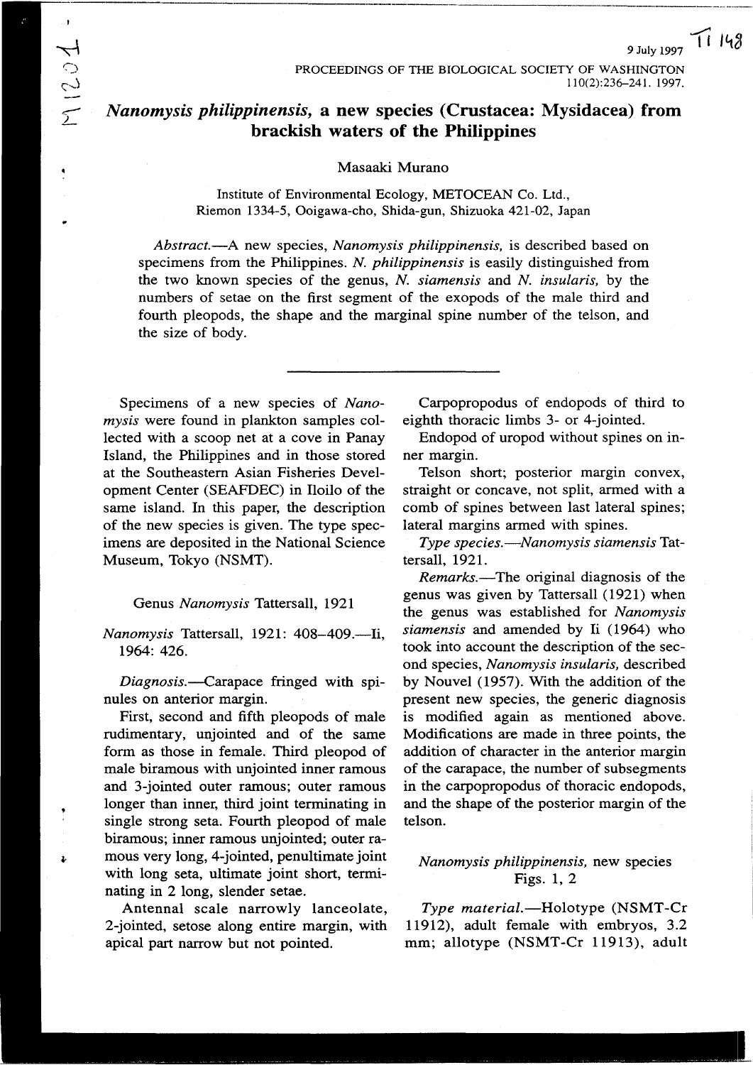# *Nanomysis philippinensis*, a new species (Crustacea: Mysidacea) from brackish waters of the Philippines

Masaaki Murano

Institute of Environmental Ecology, METOCEAN Co. Ltd., Riemon 1334-5, Ooigawa-cho, Shida-gun, Shizuoka 421-02, Japan

*Abstract.*—A new species, *Nanomysis philippinensis*, is described based on specimens from the Philippines. *N. philippinensis* is easily distinguished from the two known species of the genus, *N. siamensis* and *N. insularis*, by the numbers of setae on the first segment of the exopods of the male third and fourth pleopods, the shape and the marginal spine number of the telson, and the size of body.

---

Specimens of a new species of *Nanomysis* were found in plankton samples collected with a scoop net at a cove in Panay Island, the Philippines and in those stored at the Southeastern Asian Fisheries Development Center (SEAFDEC) in Iloilo of the same island. In this paper, the description of the new species is given. The type specimens are deposited in the National Science Museum, Tokyo (NSMT).

## Genus *Nanomysis* Tattersall, 1921

*Nanomysis* Tattersall, 1921: 408–409.—Ii, 1964: 426.

*Diagnosis.*—Carapace fringed with spinules on anterior margin.

First, second and fifth pleopods of male rudimentary, unjointed and of the same form as those in female. Third pleopod of male biramous with unjointed inner ramous and 3-jointed outer ramous; outer ramous longer than inner, third joint terminating in single strong seta. Fourth pleopod of male biramous; inner ramous unjointed; outer ramous very long, 4-jointed, penultimate joint with long seta, ultimate joint short, terminating in 2 long, slender setae.

Antennal scale narrowly lanceolate, 2-jointed, setose along entire margin, with apical part narrow but not pointed.

Carpopropodus of endopods of third to eighth thoracic limbs 3- or 4-jointed.

Endopod of uropod without spines on inner margin.

Telson short; posterior margin convex, straight or concave, not split, armed with a comb of spines between last lateral spines; lateral margins armed with spines.

*Type species.*—*Nanomysis siamensis* Tattersall, 1921.

*Remarks.*—The original diagnosis of the genus was given by Tattersall (1921) when the genus was established for *Nanomysis siamensis* and amended by Ii (1964) who took into account the description of the second species, *Nanomysis insularis*, described by Nouvel (1957). With the addition of the present new species, the generic diagnosis is modified again as mentioned above. Modifications are made in three points, the addition of character in the anterior margin of the carapace, the number of subsegments in the carpopropodus of thoracic endopods, and the shape of the posterior margin of the telson.

### *Nanomysis philippinensis*, new species

Figs. 1, 2

*Type material.*—Holotype (NSMT-Cr 11912), adult female with embryos, 3.2 mm; allotype (NSMT-Cr 11913), adult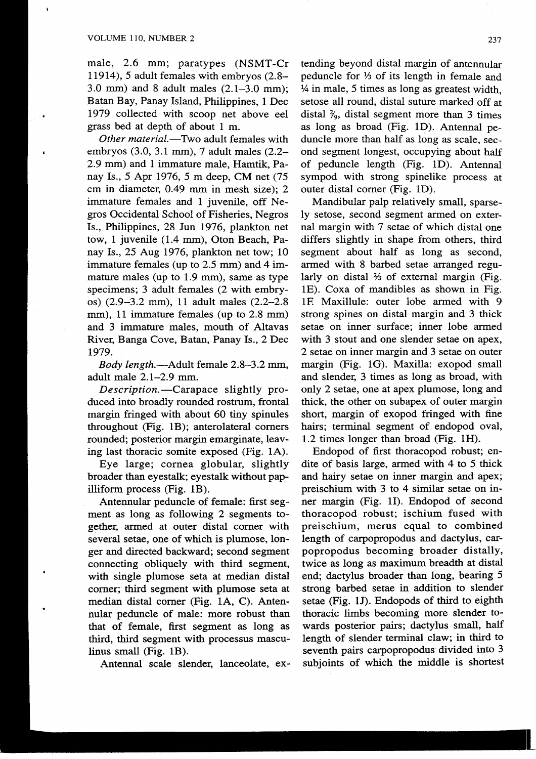male, 2.6 mm; paratypes (NSMT-Cr 11914), 5 adult females with embryos (2.8–3.0 mm) and 8 adult males (2.1–3.0 mm); Batan Bay, Panay Island, Philippines, 1 Dec 1979 collected with scoop net above eel grass bed at depth of about 1 m.

*Other material.*—Two adult females with embryos (3.0, 3.1 mm), 7 adult males (2.2–2.9 mm) and 1 immature male, Hamtik, Panay Is., 5 Apr 1976, 5 m deep, CM net (75 cm in diameter, 0.49 mm in mesh size); 2 immature females and 1 juvenile, off Negros Occidental School of Fisheries, Negros Is., Philippines, 28 Jun 1976, plankton net tow, 1 juvenile (1.4 mm), Oton Beach, Panay Is., 25 Aug 1976, plankton net tow; 10 immature females (up to 2.5 mm) and 4 immature males (up to 1.9 mm), same as type specimens; 3 adult females (2 with embryos) (2.9–3.2 mm), 11 adult males (2.2–2.8 mm), 11 immature females (up to 2.8 mm) and 3 immature males, mouth of Altavas River, Banga Cove, Batan, Panay Is., 2 Dec 1979.

*Body length.*—Adult female 2.8–3.2 mm, adult male 2.1–2.9 mm.

*Description.*—Carapace slightly produced into broadly rounded rostrum, frontal margin fringed with about 60 tiny spinules throughout (Fig. 1B); anterolateral corners rounded; posterior margin emarginate, leaving last thoracic somite exposed (Fig. 1A).

Eye large; cornea globular, slightly broader than eyestalk; eyestalk without papilliform process (Fig. 1B).

Antennular peduncle of female: first segment as long as following 2 segments together, armed at outer distal corner with several setae, one of which is plumose, longer and directed backward; second segment connecting obliquely with third segment, with single plumose seta at median distal corner; third segment with plumose seta at median distal corner (Fig. 1A, C). Antennular peduncle of male: more robust than that of female, first segment as long as third, third segment with processus masculinus small (Fig. 1B).

Antennal scale slender, lanceolate, extending beyond distal margin of antennular peduncle for ⅓ of its length in female and ¼ in male, 5 times as long as greatest width, setose all round, distal suture marked off at distal $\frac{2}{9}$, distal segment more than 3 times as long as broad (Fig. 1D). Antennal peduncle more than half as long as scale, second segment longest, occupying about half of peduncle length (Fig. 1D). Antennal sympod with strong spinelike process at outer distal corner (Fig. 1D).

Mandibular palp relatively small, sparsely setose, second segment armed on external margin with 7 setae of which distal one differs slightly in shape from others, third segment about half as long as second, armed with 8 barbed setae arranged regularly on distal ⅔ of external margin (Fig. 1E). Coxa of mandibles as shown in Fig. 1F. Maxillule: outer lobe armed with 9 strong spines on distal margin and 3 thick setae on inner surface; inner lobe armed with 3 stout and one slender setae on apex, 2 setae on inner margin and 3 setae on outer margin (Fig. 1G). Maxilla: exopod small and slender, 3 times as long as broad, with only 2 setae, one at apex plumose, long and thick, the other on subapex of outer margin short, margin of exopod fringed with fine hairs; terminal segment of endopod oval, 1.2 times longer than broad (Fig. 1H).

Endopod of first thoracopod robust; endite of basis large, armed with 4 to 5 thick and hairy setae on inner margin and apex; preischium with 3 to 4 similar setae on inner margin (Fig. 1I). Endopod of second thoracopod robust; ischium fused with preischium, merus equal to combined length of carpopropodus and dactylus, carpopropodus becoming broader distally, twice as long as maximum breadth at distal end; dactylus broader than long, bearing 5 strong barbed setae in addition to slender setae (Fig. 1J). Endopods of third to eighth thoracic limbs becoming more slender towards posterior pairs; dactylus small, half length of slender terminal claw; in third to seventh pairs carpopropodus divided into 3 subjoints of which the middle is shortest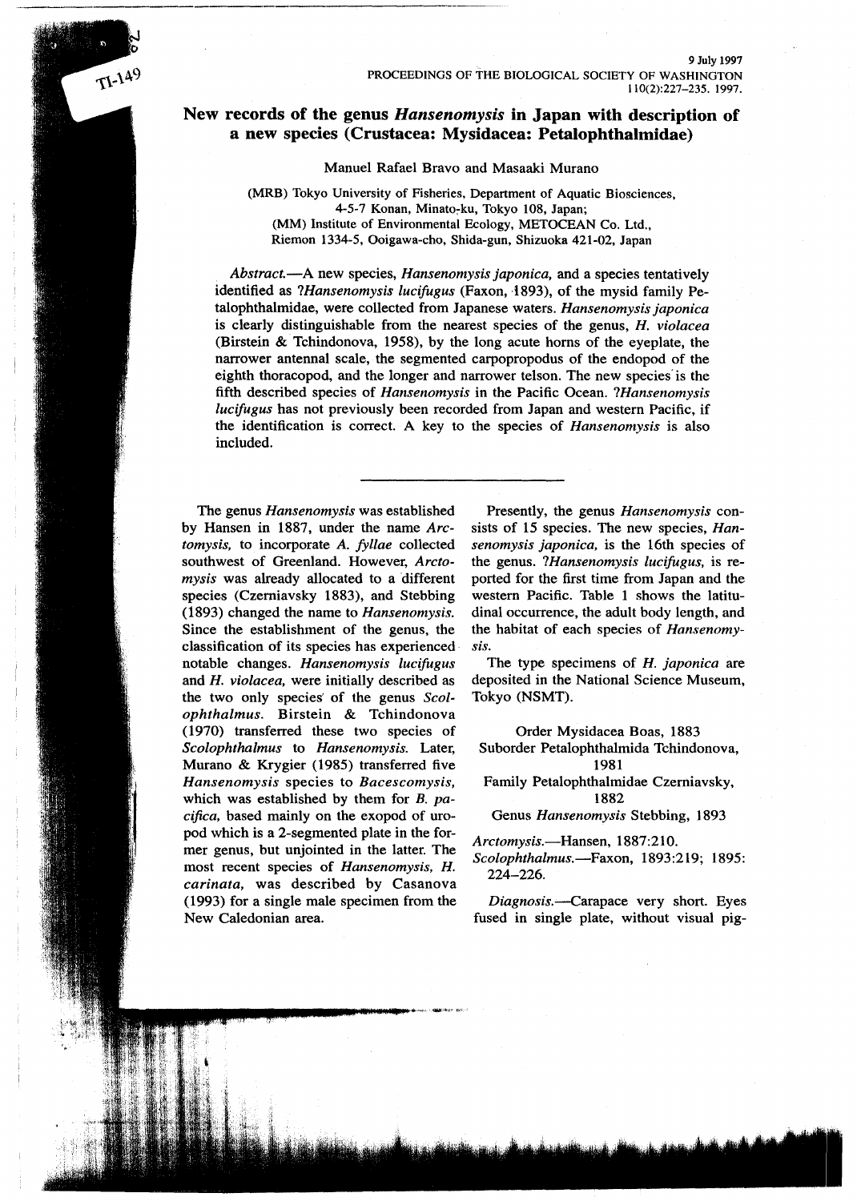# New records of the genus *Hansenomysis* in Japan with description of a new species (Crustacea: Mysidacea: Petalophthalmidae)

Manuel Rafael Bravo and Masaaki Murano

(MRB) Tokyo University of Fisheries, Department of Aquatic Biosciences, 4-5-7 Konan, Minato-ku, Tokyo 108, Japan;
(MM) Institute of Environmental Ecology, METOCEAN Co. Ltd., Riemon 1334-5, Ooigawa-cho, Shida-gun, Shizuoka 421-02, Japan

*Abstract.*—A new species, *Hansenomysis japonica,* and a species tentatively identified as ?*Hansenomysis lucifugus* (Faxon, 1893), of the mysid family Petalophthalmidae, were collected from Japanese waters. *Hansenomysis japonica* is clearly distinguishable from the nearest species of the genus, *H. violacea* (Birstein & Tchindonova, 1958), by the long acute horns of the eyeplate, the narrower antennal scale, the segmented carpopropodus of the endopod of the eighth thoracopod, and the longer and narrower telson. The new species is the fifth described species of *Hansenomysis* in the Pacific Ocean. ?*Hansenomysis lucifugus* has not previously been recorded from Japan and western Pacific, if the identification is correct. A key to the species of *Hansenomysis* is also included.

---

The genus *Hansenomysis* was established by Hansen in 1887, under the name *Arctomysis,* to incorporate *A. fyllae* collected southwest of Greenland. However, *Arctomysis* was already allocated to a different species (Czerniavsky 1883), and Stebbing (1893) changed the name to *Hansenomysis.* Since the establishment of the genus, the classification of its species has experienced notable changes. *Hansenomysis lucifugus* and *H. violacea,* were initially described as the two only species of the genus *Scolophthalmus.* Birstein & Tchindonova (1970) transferred these two species of *Scolophthalmus* to *Hansenomysis.* Later, Murano & Krygier (1985) transferred five *Hansenomysis* species to *Bacescomysis,* which was established by them for *B. pacifica,* based mainly on the exopod of uropod which is a 2-segmented plate in the former genus, but unjointed in the latter. The most recent species of *Hansenomysis, H. carinata,* was described by Casanova (1993) for a single male specimen from the New Caledonian area.

Presently, the genus *Hansenomysis* consists of 15 species. The new species, *Hansenomysis japonica,* is the 16th species of the genus. ?*Hansenomysis lucifugus,* is reported for the first time from Japan and the western Pacific. Table 1 shows the latitudinal occurrence, the adult body length, and the habitat of each species of *Hansenomysis.*

The type specimens of *H. japonica* are deposited in the National Science Museum, Tokyo (NSMT).

Order Mysidacea Boas, 1883
Suborder Petalophthalmida Tchindonova, 1981
Family Petalophthalmidae Czerniavsky, 1882
Genus *Hansenomysis* Stebbing, 1893

*Arctomysis.*—Hansen, 1887:210.
*Scolophthalmus.*—Faxon, 1893:219; 1895: 224–226.

*Diagnosis.*—Carapace very short. Eyes fused in single plate, without visual pig-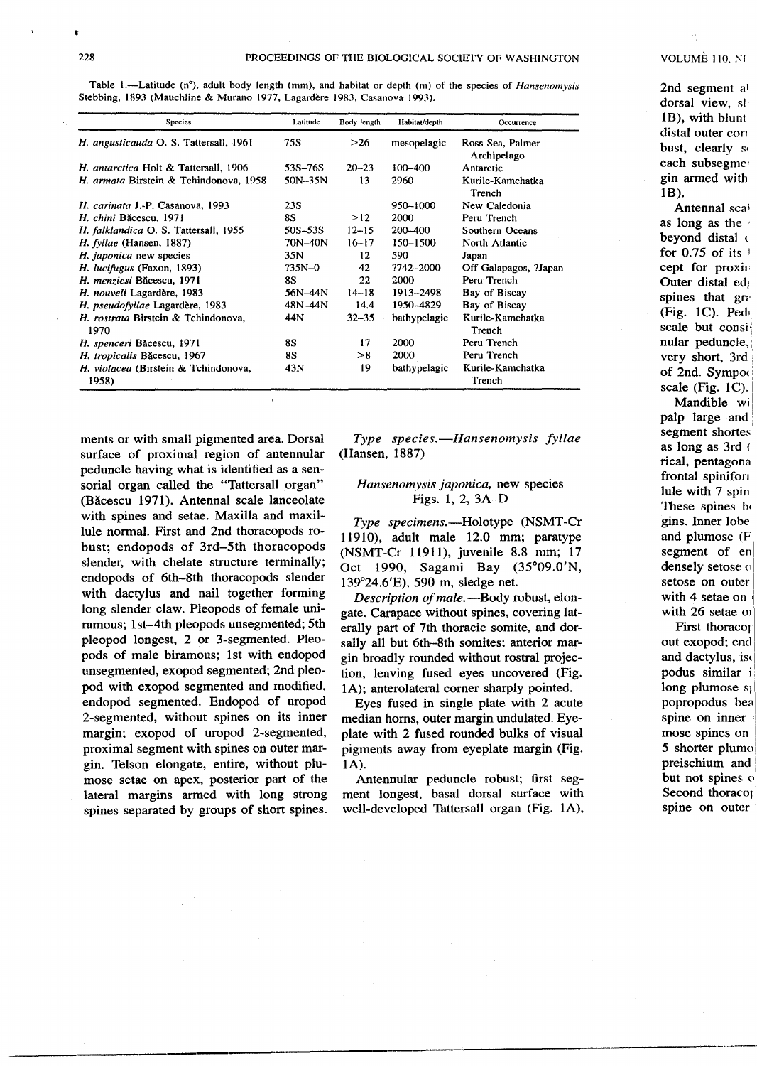Table 1.—Latitude (n°), adult body length (mm), and habitat or depth (m) of the species of *Hansenomysis* Stebbing, 1893 (Mauchline & Murano 1977, Lagardère 1983, Casanova 1993).

| Species | Latitude | Body length | Habitat/depth | Occurrence |
|---|---|---|---|---|
| *H. angusticauda* O. S. Tattersall, 1961 | 75S | >26 | mesopelagic | Ross Sea, Palmer Archipelago |
| *H. antarctica* Holt & Tattersall, 1906 | 53S–76S | 20–23 | 100–400 | Antarctic |
| *H. armata* Birstein & Tchindonova, 1958 | 50N–35N | 13 | 2960 | Kurile-Kamchatka Trench |
| *H. carinata* J.-P. Casanova, 1993 | 23S | | 950–1000 | New Caledonia |
| *H. chini* Băcescu, 1971 | 8S | >12 | 2000 | Peru Trench |
| *H. falklandica* O. S. Tattersall, 1955 | 50S–53S | 12–15 | 200–400 | Southern Oceans |
| *H. fyllae* (Hansen, 1887) | 70N–40N | 16–17 | 150–1500 | North Atlantic |
| *H. japonica* new species | 35N | 12 | 590 | Japan |
| *H. lucifugus* (Faxon, 1893) | ?35N–0 | 42 | ?742–2000 | Off Galapagos, ?Japan |
| *H. menziesi* Băcescu, 1971 | 8S | 22 | 2000 | Peru Trench |
| *H. nouveli* Lagardère, 1983 | 56N–44N | 14–18 | 1913–2498 | Bay of Biscay |
| *H. pseudofyllae* Lagardère, 1983 | 48N–44N | 14.4 | 1950–4829 | Bay of Biscay |
| *H. rostrata* Birstein & Tchindonova, 1970 | 44N | 32–35 | bathypelagic | Kurile-Kamchatka Trench |
| *H. spenceri* Băcescu, 1971 | 8S | 17 | 2000 | Peru Trench |
| *H. tropicalis* Băcescu, 1967 | 8S | >8 | 2000 | Peru Trench |
| *H. violacea* (Birstein & Tchindonova, 1958) | 43N | 19 | bathypelagic | Kurile-Kamchatka Trench |

ments or with small pigmented area. Dorsal surface of proximal region of antennular peduncle having what is identified as a sensorial organ called the "Tattersall organ" (Băcescu 1971). Antennal scale lanceolate with spines and setae. Maxilla and maxillule normal. First and 2nd thoracopods robust; endopods of 3rd–5th thoracopods slender, with chelate structure terminally; endopods of 6th–8th thoracopods slender with dactylus and nail together forming long slender claw. Pleopods of female uniramous; 1st–4th pleopods unsegmented; 5th pleopod longest, 2 or 3-segmented. Pleopods of male biramous; 1st with endopod unsegmented, exopod segmented; 2nd pleopod with exopod segmented and modified, endopod segmented. Endopod of uropod 2-segmented, without spines on its inner margin; exopod of uropod 2-segmented, proximal segment with spines on outer margin. Telson elongate, entire, without plumose setae on apex, posterior part of the lateral margins armed with long strong spines separated by groups of short spines.

*Type species.*—*Hansenomysis fyllae* (Hansen, 1887)

### *Hansenomysis japonica*, new species
Figs. 1, 2, 3A–D

*Type specimens.*—Holotype (NSMT-Cr 11910), adult male 12.0 mm; paratype (NSMT-Cr 11911), juvenile 8.8 mm; 17 Oct 1990, Sagami Bay (35°09.0′N, 139°24.6′E), 590 m, sledge net.

*Description of male.*—Body robust, elongate. Carapace without spines, covering laterally part of 7th thoracic somite, and dorsally all but 6th–8th somites; anterior margin broadly rounded without rostral projection, leaving fused eyes uncovered (Fig. 1A); anterolateral corner sharply pointed.

Eyes fused in single plate with 2 acute median horns, outer margin undulated. Eyeplate with 2 fused rounded bulks of visual pigments away from eyeplate margin (Fig. 1A).

Antennular peduncle robust; first segment longest, basal dorsal surface with well-developed Tattersall organ (Fig. 1A),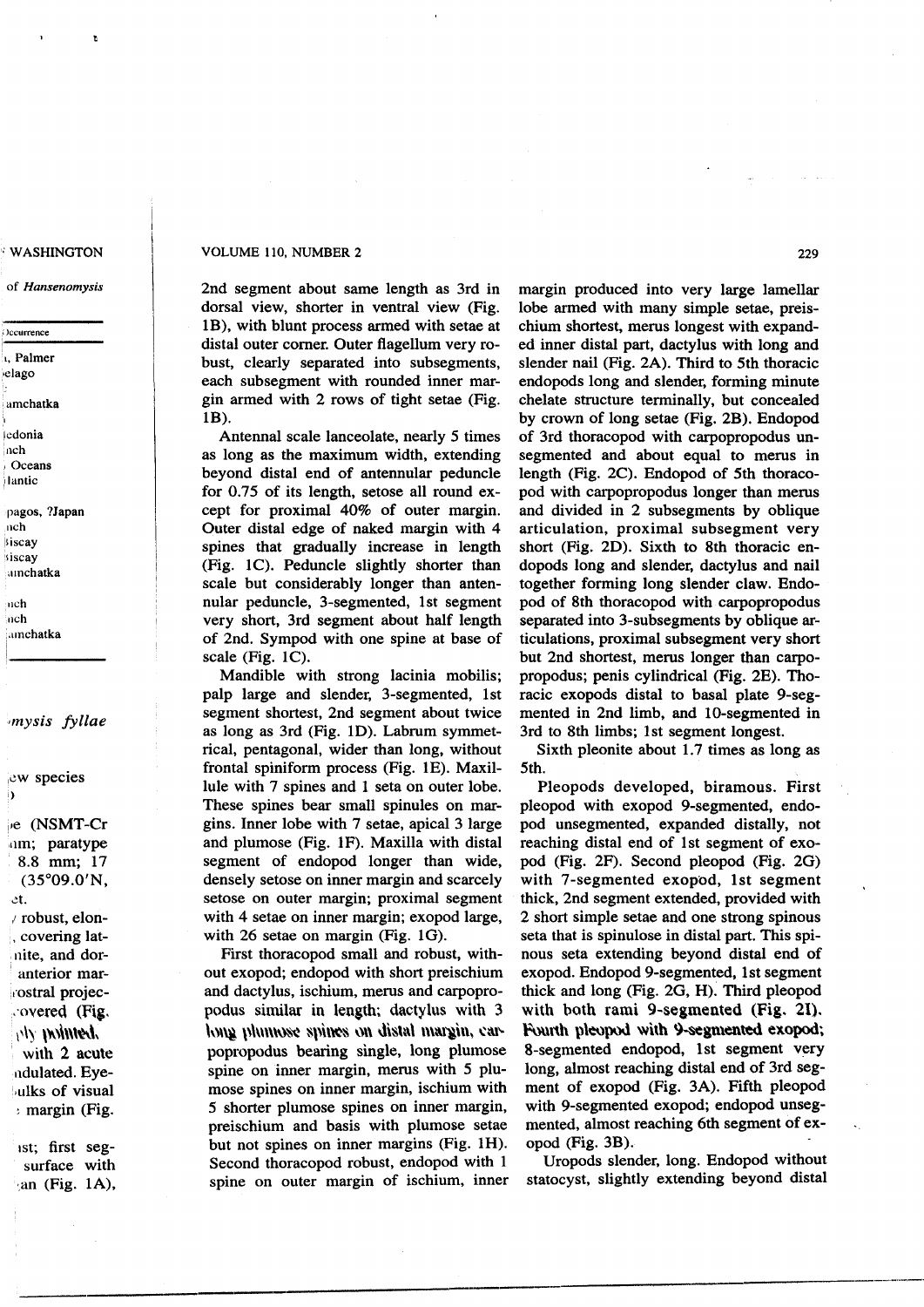2nd segment about same length as 3rd in dorsal view, shorter in ventral view (Fig. 1B), with blunt process armed with setae at distal outer corner. Outer flagellum very robust, clearly separated into subsegments, each subsegment with rounded inner margin armed with 2 rows of tight setae (Fig. 1B).

Antennal scale lanceolate, nearly 5 times as long as the maximum width, extending beyond distal end of antennular peduncle for 0.75 of its length, setose all round except for proximal 40% of outer margin. Outer distal edge of naked margin with 4 spines that gradually increase in length (Fig. 1C). Peduncle slightly shorter than scale but considerably longer than antennular peduncle, 3-segmented, 1st segment very short, 3rd segment about half length of 2nd. Sympod with one spine at base of scale (Fig. 1C).

Mandible with strong lacinia mobilis; palp large and slender, 3-segmented, 1st segment shortest, 2nd segment about twice as long as 3rd (Fig. 1D). Labrum symmetrical, pentagonal, wider than long, without frontal spiniform process (Fig. 1E). Maxillule with 7 spines and 1 seta on outer lobe. These spines bear small spinules on margins. Inner lobe with 7 setae, apical 3 large and plumose (Fig. 1F). Maxilla with distal segment of endopod longer than wide, densely setose on inner margin and scarcely setose on outer margin; proximal segment with 4 setae on inner margin; exopod large, with 26 setae on margin (Fig. 1G).

First thoracopod small and robust, without exopod; endopod with short preischium and dactylus, ischium, merus and carpopropodus similar in length; dactylus with 3 long plumose spines on distal margin, carpopropodus bearing single, long plumose spine on inner margin, merus with 5 plumose spines on inner margin, ischium with 5 shorter plumose spines on inner margin, preischium and basis with plumose setae but not spines on inner margins (Fig. 1H). Second thoracopod robust, endopod with 1 spine on outer margin of ischium, inner margin produced into very large lamellar lobe armed with many simple setae, preischium shortest, merus longest with expanded inner distal part, dactylus with long and slender nail (Fig. 2A). Third to 5th thoracic endopods long and slender, forming minute chelate structure terminally, but concealed by crown of long setae (Fig. 2B). Endopod of 3rd thoracopod with carpopropodus unsegmented and about equal to merus in length (Fig. 2C). Endopod of 5th thoracopod with carpopropodus longer than merus and divided in 2 subsegments by oblique articulation, proximal subsegment very short (Fig. 2D). Sixth to 8th thoracic endopods long and slender, dactylus and nail together forming long slender claw. Endopod of 8th thoracopod with carpopropodus separated into 3-subsegments by oblique articulations, proximal subsegment very short but 2nd shortest, merus longer than carpopropodus; penis cylindrical (Fig. 2E). Thoracic exopods distal to basal plate 9-segmented in 2nd limb, and 10-segmented in 3rd to 8th limbs; 1st segment longest.

Sixth pleonite about 1.7 times as long as 5th.

Pleopods developed, biramous. First pleopod with exopod 9-segmented, endopod unsegmented, expanded distally, not reaching distal end of 1st segment of exopod (Fig. 2F). Second pleopod (Fig. 2G) with 7-segmented exopod, 1st segment thick, 2nd segment extended, provided with 2 short simple setae and one strong spinous seta that is spinulose in distal part. This spinous seta extending beyond distal end of exopod. Endopod 9-segmented, 1st segment thick and long (Fig. 2G, H). Third pleopod with both rami 9-segmented (Fig. 2I). Fourth pleopod with 9-segmented exopod; 8-segmented endopod, 1st segment very long, almost reaching distal end of 3rd segment of exopod (Fig. 3A). Fifth pleopod with 9-segmented exopod; endopod unsegmented, almost reaching 6th segment of exopod (Fig. 3B).

Uropods slender, long. Endopod without statocyst, slightly extending beyond distal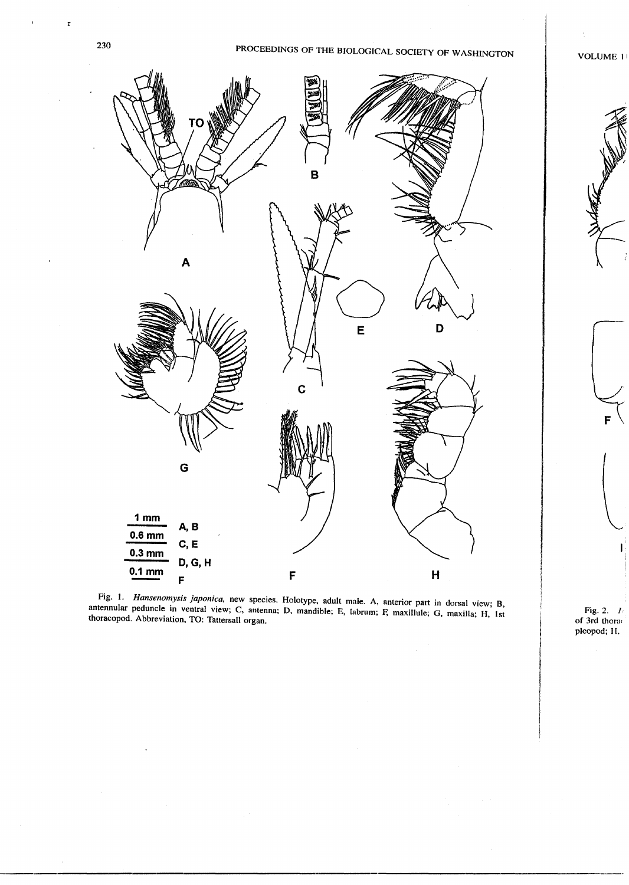Fig. 1. *Hansenomysis japonica*, new species. Holotype, adult male. A, anterior part in dorsal view; B, antennular peduncle in ventral view; C, antenna; D, mandible; E, labrum; F, maxillule; G, maxilla; H, 1st thoracopod. Abbreviation, TO: Tattersall organ.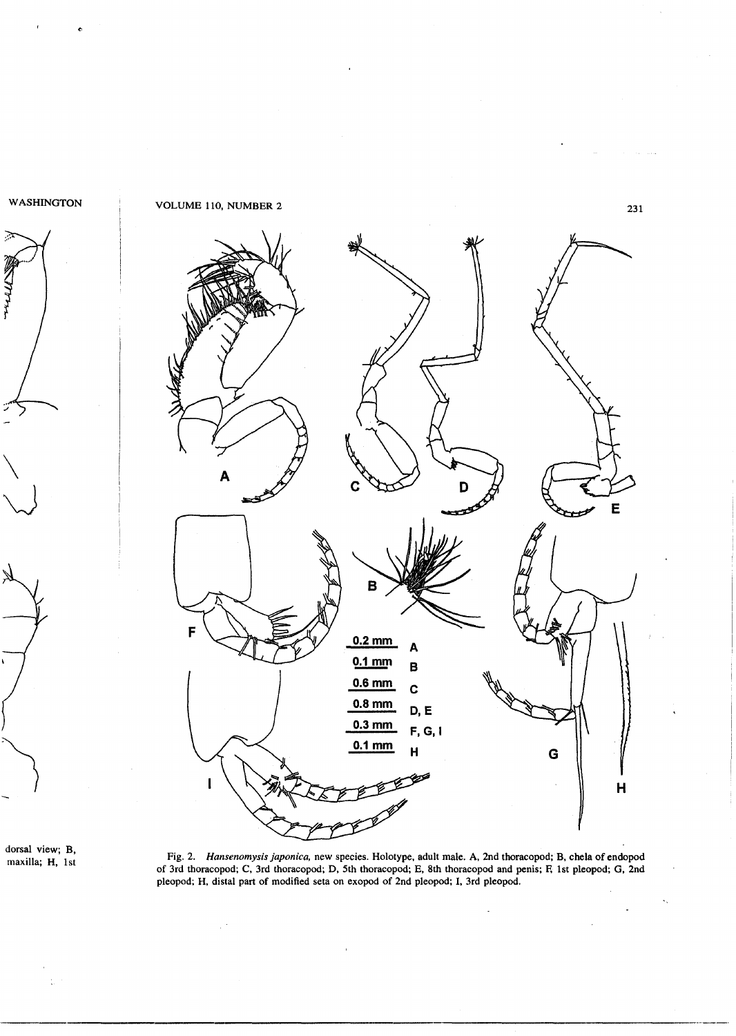Fig. 2. *Hansenomysis japonica*, new species. Holotype, adult male. A, 2nd thoracopod; B, chela of endopod of 3rd thoracopod; C, 3rd thoracopod; D, 5th thoracopod; E, 8th thoracopod and penis; F, 1st pleopod; G, 2nd pleopod; H, distal part of modified seta on exopod of 2nd pleopod; I, 3rd pleopod.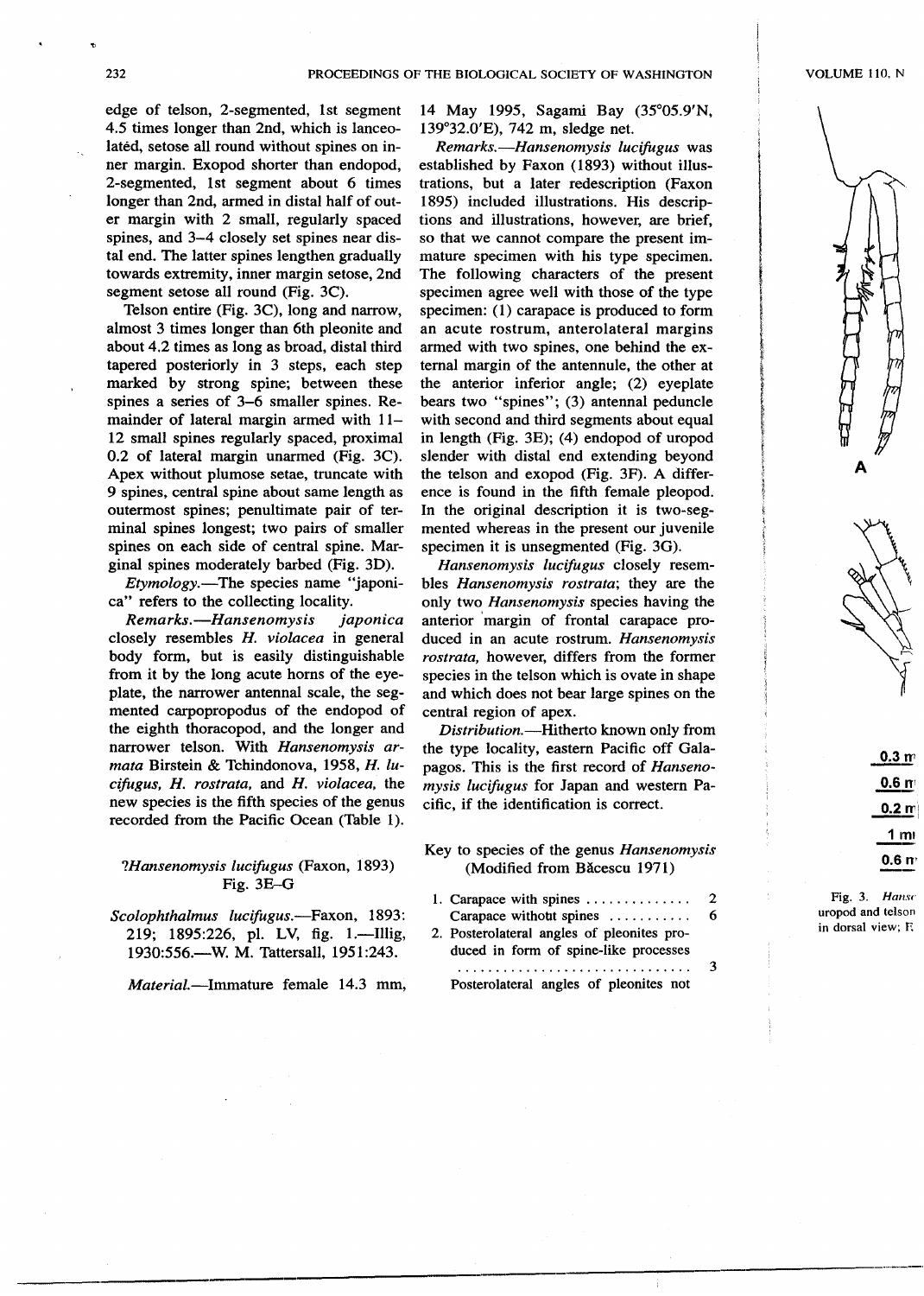edge of telson, 2-segmented, 1st segment 4.5 times longer than 2nd, which is lanceolated, setose all round without spines on inner margin. Exopod shorter than endopod, 2-segmented, 1st segment about 6 times longer than 2nd, armed in distal half of outer margin with 2 small, regularly spaced spines, and 3–4 closely set spines near distal end. The latter spines lengthen gradually towards extremity, inner margin setose, 2nd segment setose all round (Fig. 3C).

Telson entire (Fig. 3C), long and narrow, almost 3 times longer than 6th pleonite and about 4.2 times as long as broad, distal third tapered posteriorly in 3 steps, each step marked by strong spine; between these spines a series of 3–6 smaller spines. Remainder of lateral margin armed with 11–12 small spines regularly spaced, proximal 0.2 of lateral margin unarmed (Fig. 3C). Apex without plumose setae, truncate with 9 spines, central spine about same length as outermost spines; penultimate pair of terminal spines longest; two pairs of smaller spines on each side of central spine. Marginal spines moderately barbed (Fig. 3D).

*Etymology.*—The species name "japonica" refers to the collecting locality.

*Remarks.*—*Hansenomysis japonica* closely resembles *H. violacea* in general body form, but is easily distinguishable from it by the long acute horns of the eyeplate, the narrower antennal scale, the segmented carpopropodus of the endopod of the eighth thoracopod, and the longer and narrower telson. With *Hansenomysis armata* Birstein & Tchindonova, 1958, *H. lucifugus, H. rostrata,* and *H. violacea,* the new species is the fifth species of the genus recorded from the Pacific Ocean (Table 1).

## ?*Hansenomysis lucifugus* (Faxon, 1893)
Fig. 3E–G

*Scolophthalmus lucifugus.*—Faxon, 1893: 219; 1895:226, pl. LV, fig. 1.—Illig, 1930:556.—W. M. Tattersall, 1951:243.

*Material.*—Immature female 14.3 mm, 14 May 1995, Sagami Bay (35°05.9′N, 139°32.0′E), 742 m, sledge net.

*Remarks.*—*Hansenomysis lucifugus* was established by Faxon (1893) without illustrations, but a later redescription (Faxon 1895) included illustrations, however, are brief, so that we cannot compare the present immature specimen with his type specimen. The following characters of the present specimen agree well with those of the type specimen: (1) carapace is produced to form an acute rostrum, anterolateral margins armed with two spines, one behind the external margin of the antennule, the other at the anterior inferior angle; (2) eyeplate bears two "spines"; (3) antennal peduncle with second and third segments about equal in length (Fig. 3E); (4) endopod of uropod slender with distal end extending beyond the telson and exopod (Fig. 3F). A difference is found in the fifth female pleopod. In the original description it is two-segmented whereas in the present our juvenile specimen it is unsegmented (Fig. 3G).

*Hansenomysis lucifugus* closely resembles *Hansenomysis rostrata*; they are the only two *Hansenomysis* species having the anterior margin of frontal carapace produced in an acute rostrum. *Hansenomysis rostrata,* however, differs from the former species in the telson which is ovate in shape and which does not bear large spines on the central region of apex.

*Distribution.*—Hitherto known only from the type locality, eastern Pacific off Galapagos. This is the first record of *Hansenomysis lucifugus* for Japan and western Pacific, if the identification is correct.

## Key to species of the genus *Hansenomysis* (Modified from Băcescu 1971)

1. Carapace with spines .............. 2
   Carapace without spines ........... 6
2. Posterolateral angles of pleonites produced in form of spine-like processes ............................... 3
   Posterolateral angles of pleonites not

Fig. 3. *Hans*... uropod and telson ... in dorsal view; F...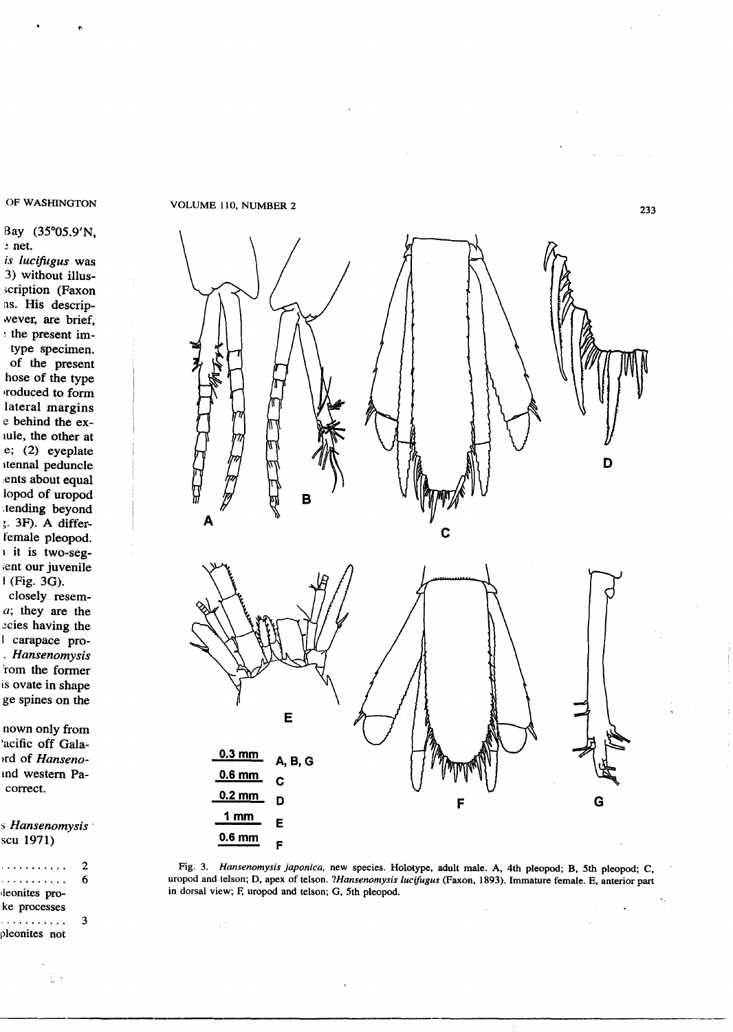Fig. 3. *Hansenomysis japonica*, new species. Holotype, adult male. A, 4th pleopod; B, 5th pleopod; C, uropod and telson; D, apex of telson. ?*Hansenomysis lucifugus* (Faxon, 1893). Immature female. E, anterior part in dorsal view; F, uropod and telson; G, 5th pleopod.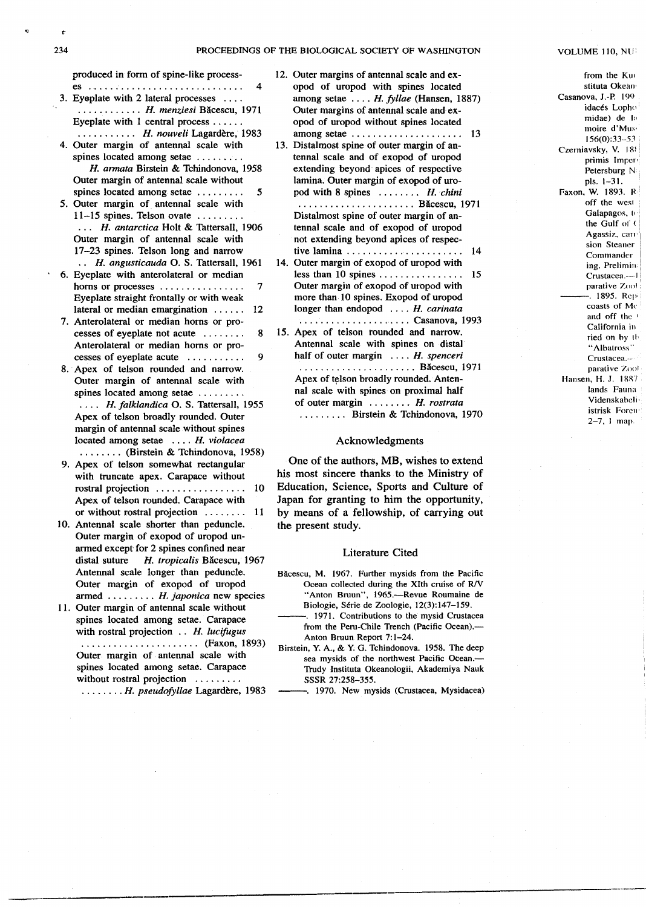produced in form of spine-like processes . . . . . . . . . . . . . . . . . . . . . . . . . . . . . 4

3. Eyeplate with 2 lateral processes . . . . . . . . . . . . . . . . *H. menziesi* Băcescu, 1971
   Eyeplate with 1 central process . . . . . . . . . . . . . . . . . *H. nouveli* Lagardère, 1983
4. Outer margin of antennal scale with spines located among setae . . . . . . . . . *H. armata* Birstein & Tchindonova, 1958
   Outer margin of antennal scale without spines located among setae . . . . . . . . . 5
5. Outer margin of antennal scale with 11–15 spines. Telson ovate . . . . . . . . . . . *H. antarctica* Holt & Tattersall, 1906
   Outer margin of antennal scale with 17–23 spines. Telson long and narrow . . *H. angusticauda* O. S. Tattersall, 1961
6. Eyeplate with anterolateral or median horns or processes . . . . . . . . . . . . . . . . 7
   Eyeplate straight frontally or with weak lateral or median emargination . . . . . . 12
7. Anterolateral or median horns or processes of eyeplate not acute . . . . . . . . 8
   Anterolateral or median horns or processes of eyeplate acute . . . . . . . . . . . 9
8. Apex of telson rounded and narrow. Outer margin of antennal scale with spines located among setae . . . . . . . . . . . . . *H. falklandica* O. S. Tattersall, 1955
   Apex of telson broadly rounded. Outer margin of antennal scale without spines located among setae . . . . *H. violacea* . . . . . . . . (Birstein & Tchindonova, 1958)
9. Apex of telson somewhat rectangular with truncate apex. Carapace without rostral projection . . . . . . . . . . . . . . . . . 10
   Apex of telson rounded. Carapace with or without rostral projection . . . . . . . . 11
10. Antennal scale shorter than peduncle. Outer margin of exopod of uropod unarmed except for 2 spines confined near distal suture *H. tropicalis* Băcescu, 1967
    Antennal scale longer than peduncle. Outer margin of exopod of uropod armed . . . . . . . . . *H. japonica* new species
11. Outer margin of antennal scale without spines located among setae. Carapace with rostral projection . . *H. lucifugus* . . . . . . . . . . . . . . . . . . . . . . (Faxon, 1893)
    Outer margin of antennal scale with spines located among setae. Carapace without rostral projection . . . . . . . . . . . . . . . . *H. pseudofyllae* Lagardère, 1983
12. Outer margins of antennal scale and exopod of uropod with spines located among setae . . . . *H. fyllae* (Hansen, 1887)
    Outer margins of antennal scale and exopod of uropod without spines located among setae . . . . . . . . . . . . . . . . . . . . . 13
13. Distalmost spine of outer margin of antennal scale and of exopod of uropod extending beyond apices of respective lamina. Outer margin of exopod of uropod with 8 spines . . . . . . . . *H. chini* . . . . . . . . . . . . . . . . . . . . . . Băcescu, 1971
    Distalmost spine of outer margin of antennal scale and of exopod of uropod not extending beyond apices of respective lamina . . . . . . . . . . . . . . . . . . . . . . 14
14. Outer margin of exopod of uropod with less than 10 spines . . . . . . . . . . . . . . . 15
    Outer margin of exopod of uropod with more than 10 spines. Exopod of uropod longer than endopod . . . . *H. carinata* . . . . . . . . . . . . . . . . . . . . . Casanova, 1993
15. Apex of telson rounded and narrow. Antennal scale with spines on distal half of outer margin . . . . *H. spenceri* . . . . . . . . . . . . . . . . . . . . . . Băcescu, 1971
    Apex of telson broadly rounded. Antennal scale with spines on proximal half of outer margin . . . . . . . . *H. rostrata* . . . . . . . . . Birstein & Tchindonova, 1970

## Acknowledgments

One of the authors, MB, wishes to extend his most sincere thanks to the Ministry of Education, Science, Sports and Culture of Japan for granting to him the opportunity, by means of a fellowship, of carrying out the present study.

## Literature Cited

Băcescu, M. 1967. Further mysids from the Pacific Ocean collected during the XIth cruise of R/V "Anton Bruun", 1965.—Revue Roumaine de Biologie, Série de Zoologie, 12(3):147–159.

———. 1971. Contributions to the mysid Crustacea from the Peru-Chile Trench (Pacific Ocean).—Anton Bruun Report 7:1–24.

Birstein, Y. A., & Y. G. Tchindonova. 1958. The deep sea mysids of the northwest Pacific Ocean.—Trudy Instituta Okeanologii, Akademiya Nauk SSSR 27:258–355.

———. 1970. New mysids (Crustacea, Mysidacea) from the Kur[...] stituta Okean[...]

Casanova, J.-P. 199[...] idacés Lopho[...] midae) de l[...] moire d'Mus[...] 156(0):33–53[...]

Czerniavsky, V. 18[...] primis Imper[...] Petersburg N[...] pls. 1–31.

Faxon, W. 1893. R[...] off the west[...] Galapagos, t[...] the Gulf of ([...] Agassiz, car[...] sion Steaner[...] Commander[...] ing. Prelimin[...] Crustacea.—[...] parative Zool[...]

———. 1895. Rep[...] coasts of Me[...] and off the [...] California in[...] ried on by th[...] "Albatross"[...] Crustacea.—[...] parative Zool[...]

Hansen, H. J. 1887[...] lands Fauna[...] Videnskabeli[...] istrisk Foren[...] 2–7, 1 map.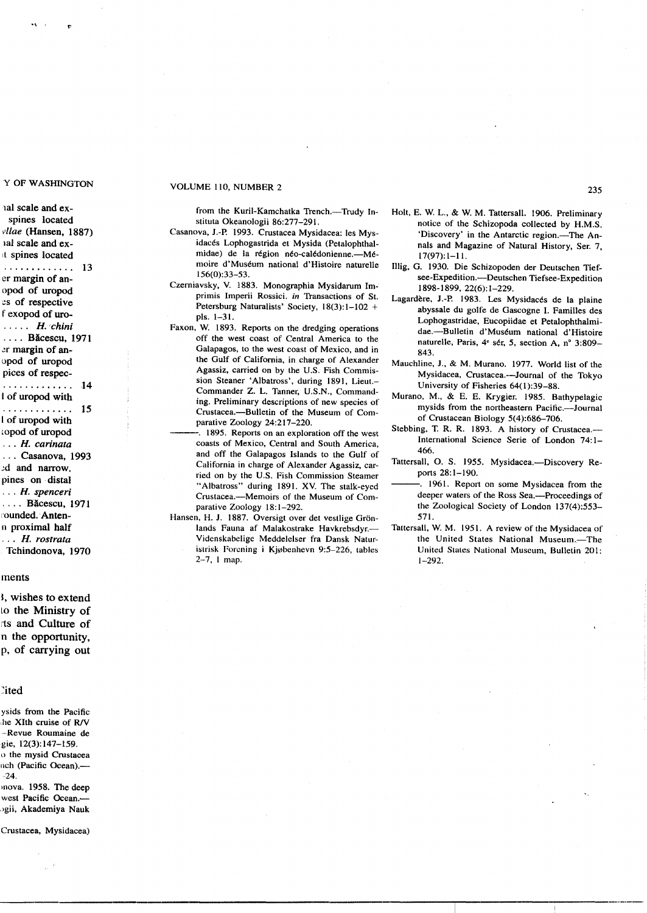from the Kuril-Kamchatka Trench.—Trudy Instituta Okeanologii 86:277–291.

Casanova, J.-P. 1993. Crustacea Mysidacea: les Mysidacés Lophogastrida et Mysida (Petalophthalmidae) de la région néo-calédonienne.—Mémoire d'Muséum national d'Histoire naturelle 156(0):33–53.

Czerniavsky, V. 1883. Monographia Mysidarum Imprimis Imperii Rossici. *in* Transactions of St. Petersburg Naturalists' Society, 18(3):1–102 + pls. 1–31.

Faxon, W. 1893. Reports on the dredging operations off the west coast of Central America to the Galapagos, to the west coast of Mexico, and in the Gulf of California, in charge of Alexander Agassiz, carried on by the U.S. Fish Commission Steaner 'Albatross', during 1891, Lieut.-Commander Z. L. Tanner, U.S.N., Commanding. Preliminary descriptions of new species of Crustacea.—Bulletin of the Museum of Comparative Zoology 24:217–220.

———. 1895. Reports on an exploration off the west coasts of Mexico, Central and South America, and off the Galapagos Islands to the Gulf of California in charge of Alexander Agassiz, carried on by the U.S. Fish Commission Steamer "Albatross" during 1891. XV. The stalk-eyed Crustacea.—Memoirs of the Museum of Comparative Zoology 18:1–292.

Hansen, H. J. 1887. Oversigt over det vestlige Grönlands Fauna af Malakostrake Havkrebsdyr.—Videnskabelige Meddelelser fra Dansk Naturistrisk Forening i Kjøbenhevn 9:5–226, tables 2–7, 1 map.

Holt, E. W. L., & W. M. Tattersall. 1906. Preliminary notice of the Schizopoda collected by H.M.S. 'Discovery' in the Antarctic region.—The Annals and Magazine of Natural History, Ser. 7, 17(97):1–11.

Illig, G. 1930. Die Schizopoden der Deutschen Tiefsee-Expedition.—Deutschen Tiefsee-Expedition 1898-1899, 22(6):1–229.

Lagardère, J.-P. 1983. Les Mysidacés de la plaine abyssale du golfe de Gascogne I. Familles des Lophogastridae, Eucopiidae et Petalophthalmidae.—Bulletin d'Muséum national d'Histoire naturelle, Paris, 4e sér, 5, section A, n° 3:809–843.

Mauchline, J., & M. Murano. 1977. World list of the Mysidacea, Crustacea.—Journal of the Tokyo University of Fisheries 64(1):39–88.

Murano, M., & E. E. Krygier. 1985. Bathypelagic mysids from the northeastern Pacific.—Journal of Crustacean Biology 5(4):686–706.

Stebbing, T. R. R. 1893. A history of Crustacea.—International Science Serie of London 74:1–466.

Tattersall, O. S. 1955. Mysidacea.—Discovery Reports 28:1–190.

———. 1961. Report on some Mysidacea from the deeper waters of the Ross Sea.—Proceedings of the Zoological Society of London 137(4):553–571.

Tattersall, W. M. 1951. A review of the Mysidacea of the United States National Museum.—The United States National Museum, Bulletin 201: 1–292.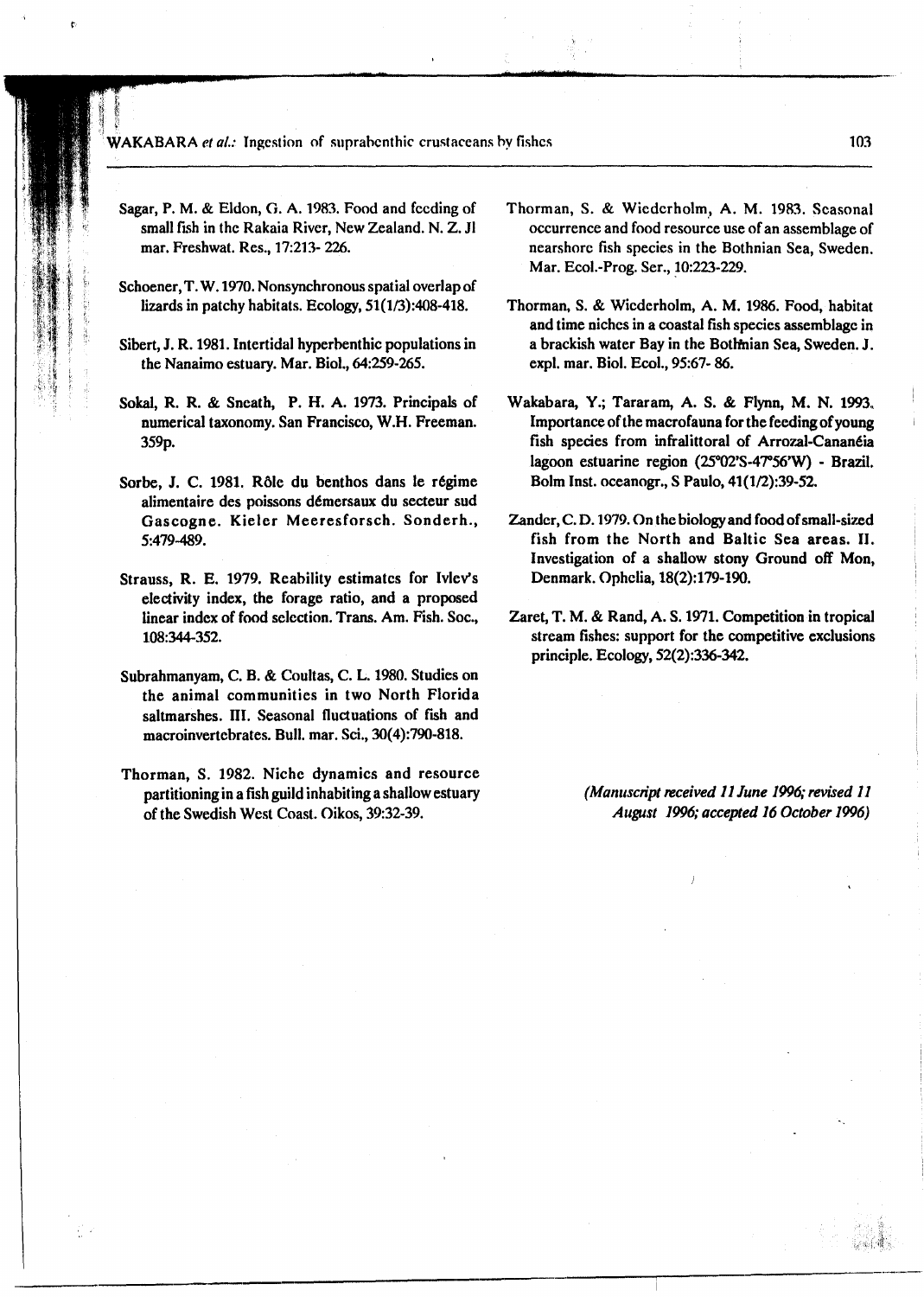Sagar, P. M. & Eldon, G. A. 1983. Food and feeding of small fish in the Rakaia River, New Zealand. N. Z. Jl mar. Freshwat. Res., 17:213- 226.

Schoener, T. W. 1970. Nonsynchronous spatial overlap of lizards in patchy habitats. Ecology, 51(1/3):408-418.

Sibert, J. R. 1981. Intertidal hyperbenthic populations in the Nanaimo estuary. Mar. Biol., 64:259-265.

Sokal, R. R. & Sneath, P. H. A. 1973. Principals of numerical taxonomy. San Francisco, W.H. Freeman. 359p.

Sorbe, J. C. 1981. Rôle du benthos dans le régime alimentaire des poissons démersaux du secteur sud Gascogne. Kieler Meeresforsch. Sonderh., 5:479-489.

Strauss, R. E. 1979. Reability estimates for Ivlev's electivity index, the forage ratio, and a proposed linear index of food selection. Trans. Am. Fish. Soc., 108:344-352.

Subrahmanyam, C. B. & Coultas, C. L. 1980. Studies on the animal communities in two North Florida saltmarshes. III. Seasonal fluctuations of fish and macroinvertebrates. Bull. mar. Sci., 30(4):790-818.

Thorman, S. 1982. Niche dynamics and resource partitioning in a fish guild inhabiting a shallow estuary of the Swedish West Coast. Oikos, 39:32-39.

Thorman, S. & Wiederholm, A. M. 1983. Seasonal occurrence and food resource use of an assemblage of nearshore fish species in the Bothnian Sea, Sweden. Mar. Ecol.-Prog. Ser., 10:223-229.

Thorman, S. & Wiederholm, A. M. 1986. Food, habitat and time niches in a coastal fish species assemblage in a brackish water Bay in the Bothnian Sea, Sweden. J. expl. mar. Biol. Ecol., 95:67- 86.

Wakabara, Y.; Tararam, A. S. & Flynn, M. N. 1993. Importance of the macrofauna for the feeding of young fish species from infralittoral of Arrozal-Cananéia lagoon estuarine region (25°02'S-47°56'W) - Brazil. Bolm Inst. oceanogr., S Paulo, 41(1/2):39-52.

Zander, C. D. 1979. On the biology and food of small-sized fish from the North and Baltic Sea areas. II. Investigation of a shallow stony Ground off Mon, Denmark. Ophelia, 18(2):179-190.

Zaret, T. M. & Rand, A. S. 1971. Competition in tropical stream fishes: support for the competitive exclusions principle. Ecology, 52(2):336-342.

*(Manuscript received 11 June 1996; revised 11 August 1996; accepted 16 October 1996)*